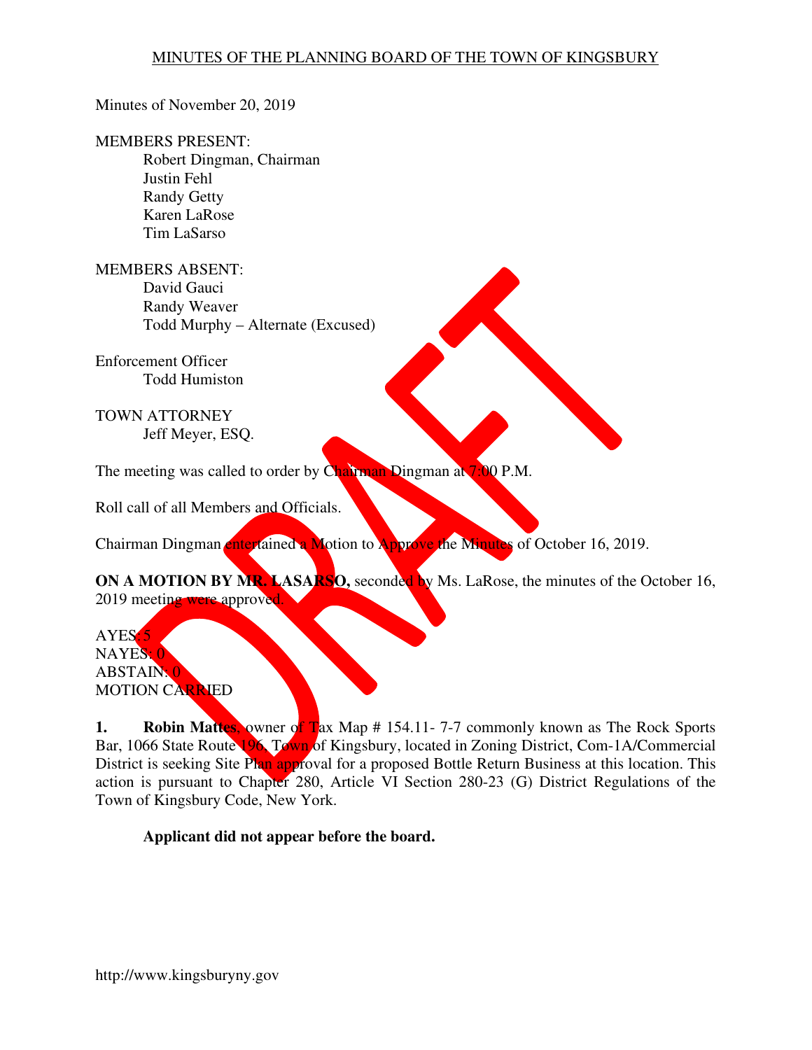## MINUTES OF THE PLANNING BOARD OF THE TOWN OF KINGSBURY

Minutes of November 20, 2019

MEMBERS PRESENT:
- Robert Dingman, Chairman
- Justin Fehl
- Randy Getty
- Karen LaRose
- Tim LaSarso

MEMBERS ABSENT:
- David Gauci
- Randy Weaver
- Todd Murphy – Alternate (Excused)

Enforcement Officer
- Todd Humiston

TOWN ATTORNEY
- Jeff Meyer, ESQ.

The meeting was called to order by Chairman Dingman at 7:00 P.M.

Roll call of all Members and Officials.

Chairman Dingman entertained a Motion to Approve the Minutes of October 16, 2019.

**ON A MOTION BY MR. LASARSO,** seconded by Ms. LaRose, the minutes of the October 16, 2019 meeting were approved.

AYES: 5
NAYES: 0
ABSTAIN: 0
MOTION CARRIED

**1. Robin Mattes**, owner of Tax Map # 154.11- 7-7 commonly known as The Rock Sports Bar, 1066 State Route 196, Town of Kingsbury, located in Zoning District, Com-1A/Commercial District is seeking Site Plan approval for a proposed Bottle Return Business at this location. This action is pursuant to Chapter 280, Article VI Section 280-23 (G) District Regulations of the Town of Kingsbury Code, New York.

**Applicant did not appear before the board.**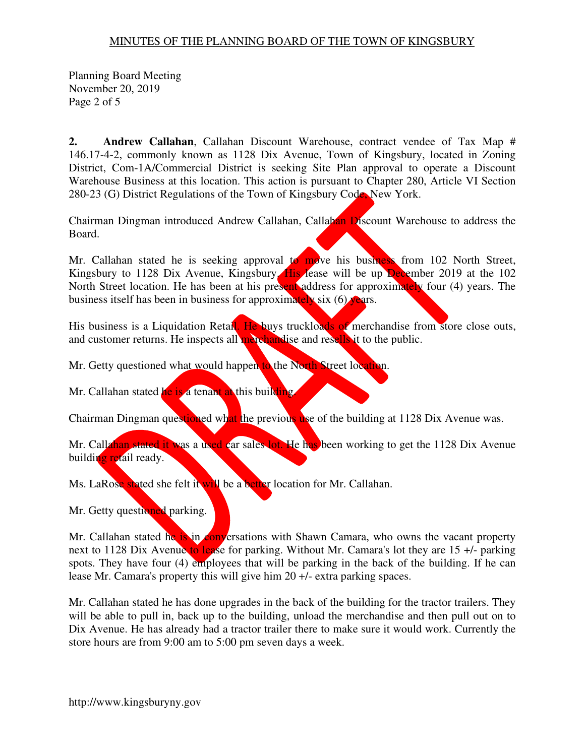**2.** **Andrew Callahan**, Callahan Discount Warehouse, contract vendee of Tax Map # 146.17-4-2, commonly known as 1128 Dix Avenue, Town of Kingsbury, located in Zoning District, Com-1A/Commercial District is seeking Site Plan approval to operate a Discount Warehouse Business at this location. This action is pursuant to Chapter 280, Article VI Section 280-23 (G) District Regulations of the Town of Kingsbury Code, New York.

Chairman Dingman introduced Andrew Callahan, Callahan Discount Warehouse to address the Board.

Mr. Callahan stated he is seeking approval to move his business from 102 North Street, Kingsbury to 1128 Dix Avenue, Kingsbury. His lease will be up December 2019 at the 102 North Street location. He has been at his present address for approximately four (4) years. The business itself has been in business for approximately six (6) years.

His business is a Liquidation Retail. He buys truckloads of merchandise from store close outs, and customer returns. He inspects all merchandise and resells it to the public.

Mr. Getty questioned what would happen to the North Street location.

Mr. Callahan stated he is a tenant at this building.

Chairman Dingman questioned what the previous use of the building at 1128 Dix Avenue was.

Mr. Callahan stated it was a used car sales lot. He has been working to get the 1128 Dix Avenue building retail ready.

Ms. LaRose stated she felt it will be a better location for Mr. Callahan.

Mr. Getty questioned parking.

Mr. Callahan stated he is in conversations with Shawn Camara, who owns the vacant property next to 1128 Dix Avenue to lease for parking. Without Mr. Camara's lot they are 15 +/- parking spots. They have four (4) employees that will be parking in the back of the building. If he can lease Mr. Camara's property this will give him 20 +/- extra parking spaces.

Mr. Callahan stated he has done upgrades in the back of the building for the tractor trailers. They will be able to pull in, back up to the building, unload the merchandise and then pull out on to Dix Avenue. He has already had a tractor trailer there to make sure it would work. Currently the store hours are from 9:00 am to 5:00 pm seven days a week.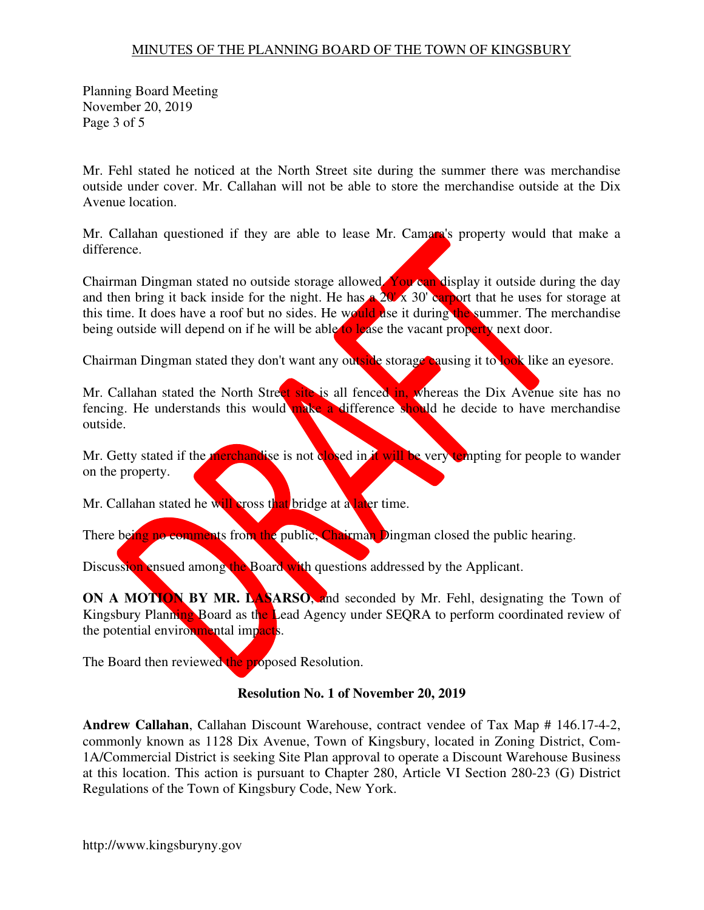Mr. Fehl stated he noticed at the North Street site during the summer there was merchandise outside under cover. Mr. Callahan will not be able to store the merchandise outside at the Dix Avenue location.

Mr. Callahan questioned if they are able to lease Mr. Camara's property would that make a difference.

Chairman Dingman stated no outside storage allowed. You can display it outside during the day and then bring it back inside for the night. He has a 20' x 30' carport that he uses for storage at this time. It does have a roof but no sides. He would use it during the summer. The merchandise being outside will depend on if he will be able to lease the vacant property next door.

Chairman Dingman stated they don't want any outside storage causing it to look like an eyesore.

Mr. Callahan stated the North Street site is all fenced in, whereas the Dix Avenue site has no fencing. He understands this would make a difference should he decide to have merchandise outside.

Mr. Getty stated if the merchandise is not closed in it will be very tempting for people to wander on the property.

Mr. Callahan stated he will cross that bridge at a later time.

There being no comments from the public, Chairman Dingman closed the public hearing.

Discussion ensued among the Board with questions addressed by the Applicant.

**ON A MOTION BY MR. LASARSO**, and seconded by Mr. Fehl, designating the Town of Kingsbury Planning Board as the Lead Agency under SEQRA to perform coordinated review of the potential environmental impacts.

The Board then reviewed the proposed Resolution.

**Resolution No. 1 of November 20, 2019**

**Andrew Callahan**, Callahan Discount Warehouse, contract vendee of Tax Map # 146.17-4-2, commonly known as 1128 Dix Avenue, Town of Kingsbury, located in Zoning District, Com-1A/Commercial District is seeking Site Plan approval to operate a Discount Warehouse Business at this location. This action is pursuant to Chapter 280, Article VI Section 280-23 (G) District Regulations of the Town of Kingsbury Code, New York.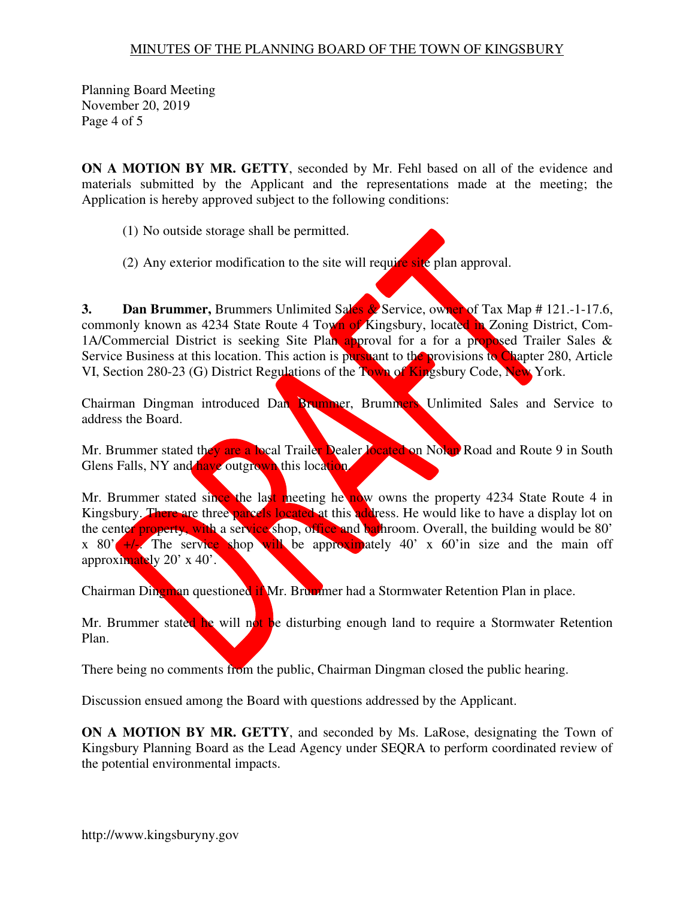**ON A MOTION BY MR. GETTY**, seconded by Mr. Fehl based on all of the evidence and materials submitted by the Applicant and the representations made at the meeting; the Application is hereby approved subject to the following conditions:

(1) No outside storage shall be permitted.

(2) Any exterior modification to the site will require site plan approval.

**3. Dan Brummer,** Brummers Unlimited Sales & Service, owner of Tax Map # 121.-1-17.6, commonly known as 4234 State Route 4 Town of Kingsbury, located in Zoning District, Com-1A/Commercial District is seeking Site Plan approval for a for a proposed Trailer Sales & Service Business at this location. This action is pursuant to the provisions to Chapter 280, Article VI, Section 280-23 (G) District Regulations of the Town of Kingsbury Code, New York.

Chairman Dingman introduced Dan Brummer, Brummers Unlimited Sales and Service to address the Board.

Mr. Brummer stated they are a local Trailer Dealer located on Nolan Road and Route 9 in South Glens Falls, NY and have outgrown this location.

Mr. Brummer stated since the last meeting he now owns the property 4234 State Route 4 in Kingsbury. There are three parcels located at this address. He would like to have a display lot on the center property, with a service shop, office and bathroom. Overall, the building would be 80' x 80' +/-. The service shop will be approximately 40' x 60'in size and the main off approximately 20' x 40'.

Chairman Dingman questioned if Mr. Brummer had a Stormwater Retention Plan in place.

Mr. Brummer stated he will not be disturbing enough land to require a Stormwater Retention Plan.

There being no comments from the public, Chairman Dingman closed the public hearing.

Discussion ensued among the Board with questions addressed by the Applicant.

**ON A MOTION BY MR. GETTY**, and seconded by Ms. LaRose, designating the Town of Kingsbury Planning Board as the Lead Agency under SEQRA to perform coordinated review of the potential environmental impacts.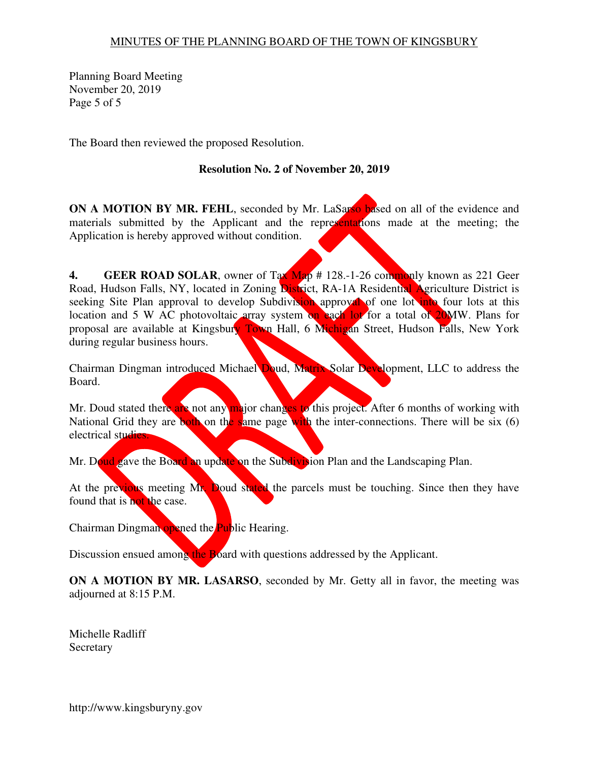The Board then reviewed the proposed Resolution.

**Resolution No. 2 of November 20, 2019**

**ON A MOTION BY MR. FEHL**, seconded by Mr. LaSarso based on all of the evidence and materials submitted by the Applicant and the representations made at the meeting; the Application is hereby approved without condition.

**4. GEER ROAD SOLAR**, owner of Tax Map # 128.-1-26 commonly known as 221 Geer Road, Hudson Falls, NY, located in Zoning District, RA-1A Residential Agriculture District is seeking Site Plan approval to develop Subdivision approval of one lot into four lots at this location and 5 W AC photovoltaic array system on each lot for a total of 20MW. Plans for proposal are available at Kingsbury Town Hall, 6 Michigan Street, Hudson Falls, New York during regular business hours.

Chairman Dingman introduced Michael Doud, Matrix Solar Development, LLC to address the Board.

Mr. Doud stated there are not any major changes to this project. After 6 months of working with National Grid they are both on the same page with the inter-connections. There will be six (6) electrical studies.

Mr. Doud gave the Board an update on the Subdivision Plan and the Landscaping Plan.

At the previous meeting Mr. Doud stated the parcels must be touching. Since then they have found that is not the case.

Chairman Dingman opened the Public Hearing.

Discussion ensued among the Board with questions addressed by the Applicant.

**ON A MOTION BY MR. LASARSO**, seconded by Mr. Getty all in favor, the meeting was adjourned at 8:15 P.M.

Michelle Radliff
Secretary

http://www.kingsburyny.gov